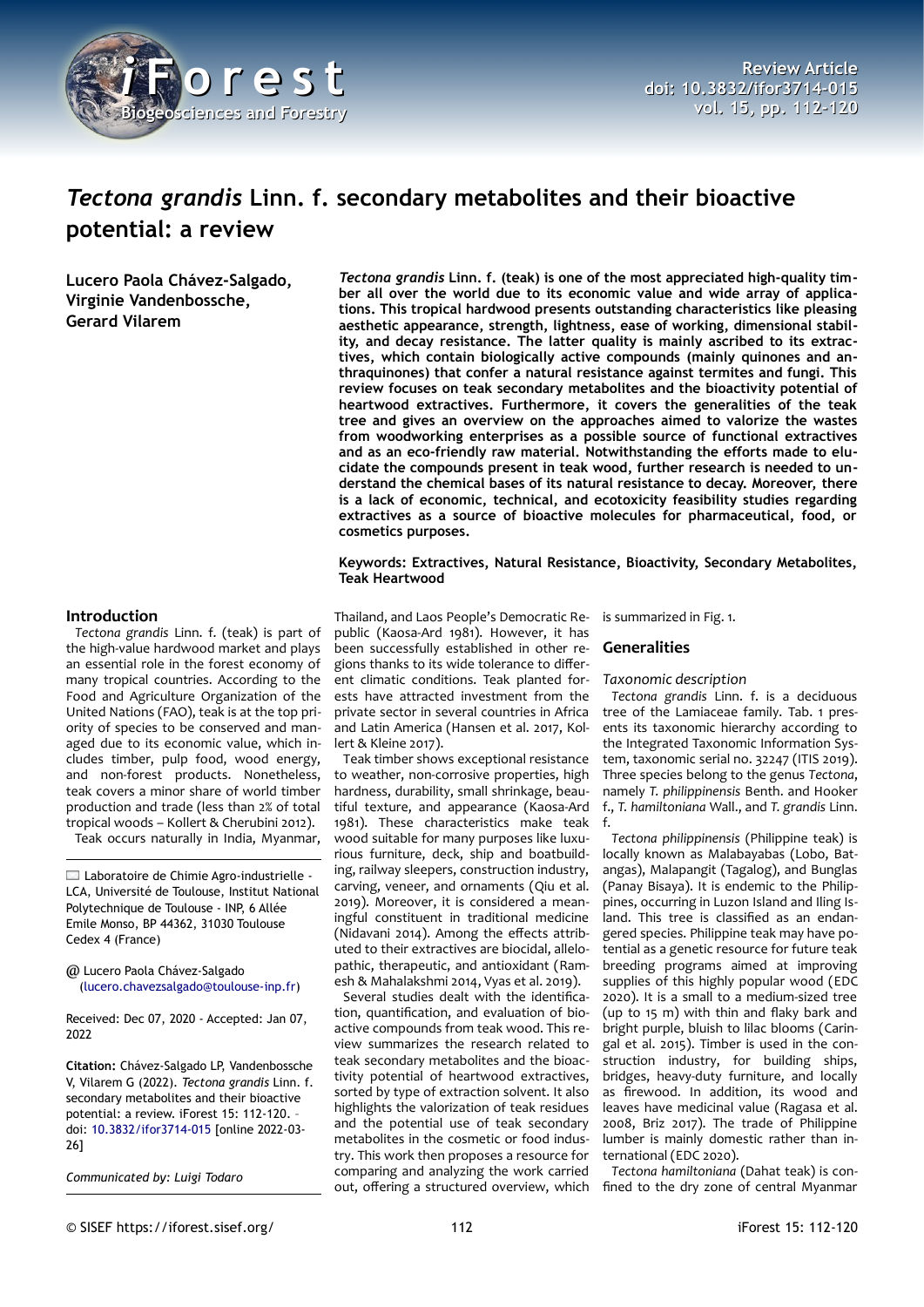# *Tectona grandis* Linn. f. secondary metabolites and their bioactive potential: a review

**Lucero Paola Chávez-Salgado, Virginie Vandenbossche, Gerard Vilarem**

***Tectona grandis* Linn. f. (teak) is one of the most appreciated high-quality timber all over the world due to its economic value and wide array of applications. This tropical hardwood presents outstanding characteristics like pleasing aesthetic appearance, strength, lightness, ease of working, dimensional stability, and decay resistance. The latter quality is mainly ascribed to its extractives, which contain biologically active compounds (mainly quinones and anthraquinones) that confer a natural resistance against termites and fungi. This review focuses on teak secondary metabolites and the bioactivity potential of heartwood extractives. Furthermore, it covers the generalities of the teak tree and gives an overview on the approaches aimed to valorize the wastes from woodworking enterprises as a possible source of functional extractives and as an eco-friendly raw material. Notwithstanding the efforts made to elucidate the compounds present in teak wood, further research is needed to understand the chemical bases of its natural resistance to decay. Moreover, there is a lack of economic, technical, and ecotoxicity feasibility studies regarding extractives as a source of bioactive molecules for pharmaceutical, food, or cosmetics purposes.**

**Keywords: Extractives, Natural Resistance, Bioactivity, Secondary Metabolites, Teak Heartwood**

## Introduction

*Tectona grandis* Linn. f. (teak) is part of the high-value hardwood market and plays an essential role in the forest economy of many tropical countries. According to the Food and Agriculture Organization of the United Nations (FAO), teak is at the top priority of species to be conserved and managed due to its economic value, which includes timber, pulp food, wood energy, and non-forest products. Nonetheless, teak covers a minor share of world timber production and trade (less than 2% of total tropical woods – Kollert & Cherubini 2012).

Teak occurs naturally in India, Myanmar, Thailand, and Laos People's Democratic Republic (Kaosa-Ard 1981). However, it has been successfully established in other regions thanks to its wide tolerance to different climatic conditions. Teak planted forests have attracted investment from the private sector in several countries in Africa and Latin America (Hansen et al. 2017, Kollert & Kleine 2017).

Teak timber shows exceptional resistance to weather, non-corrosive properties, high hardness, durability, small shrinkage, beautiful texture, and appearance (Kaosa-Ard 1981). These characteristics make teak wood suitable for many purposes like luxurious furniture, deck, ship and boatbuilding, railway sleepers, construction industry, carving, veneer, and ornaments (Qiu et al. 2019). Moreover, it is considered a meaningful constituent in traditional medicine (Nidavani 2014). Among the effects attributed to their extractives are biocidal, allelopathic, therapeutic, and antioxidant (Ramesh & Mahalakshmi 2014, Vyas et al. 2019).

Several studies dealt with the identification, quantification, and evaluation of bioactive compounds from teak wood. This review summarizes the research related to teak secondary metabolites and the bioactivity potential of heartwood extractives, sorted by type of extraction solvent. It also highlights the valorization of teak residues and the potential use of teak secondary metabolites in the cosmetic or food industry. This work then proposes a resource for comparing and analyzing the work carried out, offering a structured overview, which is summarized in Fig. 1.

Laboratoire de Chimie Agro-industrielle - LCA, Université de Toulouse, Institut National Polytechnique de Toulouse - INP, 6 Allée Emile Monso, BP 44362, 31030 Toulouse Cedex 4 (France)

@ Lucero Paola Chávez-Salgado (lucero.chavezsalgado@toulouse-inp.fr)

Received: Dec 07, 2020 - Accepted: Jan 07, 2022

**Citation:** Chávez-Salgado LP, Vandenbossche V, Vilarem G (2022). *Tectona grandis* Linn. f. secondary metabolites and their bioactive potential: a review. iForest 15: 112-120. – doi: 10.3832/ifor3714-015 [online 2022-03-26]

*Communicated by: Luigi Todaro*

## Generalities

### Taxonomic description

*Tectona grandis* Linn. f. is a deciduous tree of the Lamiaceae family. Tab. 1 presents its taxonomic hierarchy according to the Integrated Taxonomic Information System, taxonomic serial no. 32247 (ITIS 2019). Three species belong to the genus *Tectona*, namely *T. philippinensis* Benth. and Hooker f., *T. hamiltoniana* Wall., and *T. grandis* Linn. f.

*Tectona philippinensis* (Philippine teak) is locally known as Malabayabas (Lobo, Batangas), Malapangit (Tagalog), and Bunglas (Panay Bisaya). It is endemic to the Philippines, occurring in Luzon Island and Iling Island. This tree is classified as an endangered species. Philippine teak may have potential as a genetic resource for future teak breeding programs aimed at improving supplies of this highly popular wood (EDC 2020). It is a small to a medium-sized tree (up to 15 m) with thin and flaky bark and bright purple, bluish to lilac blooms (Caringal et al. 2015). Timber is used in the construction industry, for building ships, bridges, heavy-duty furniture, and locally as firewood. In addition, its wood and leaves have medicinal value (Ragasa et al. 2008, Briz 2017). The trade of Philippine lumber is mainly domestic rather than international (EDC 2020).

*Tectona hamiltoniana* (Dahat teak) is confined to the dry zone of central Myanmar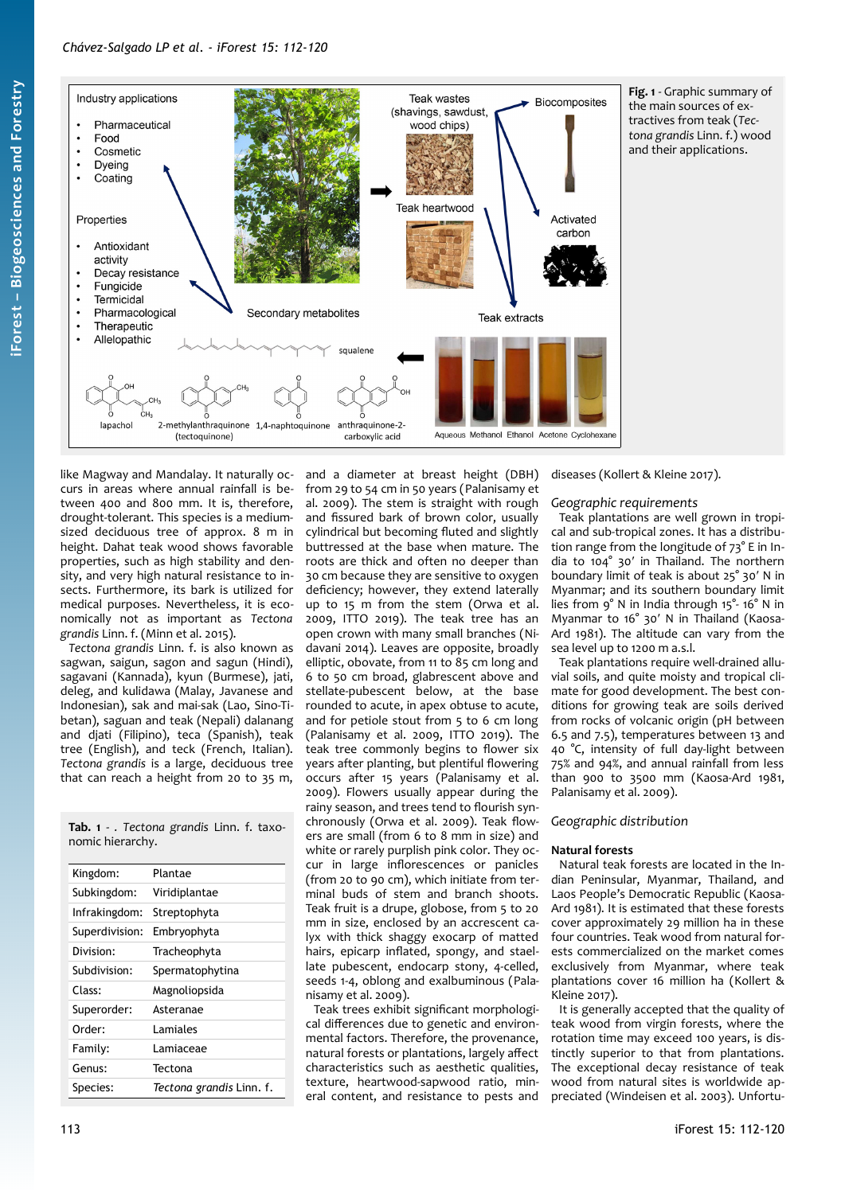Fig. 1 - Graphic summary of the main sources of extractives from teak (*Tectona grandis* Linn. f.) wood and their applications.

like Magway and Mandalay. It naturally occurs in areas where annual rainfall is between 400 and 800 mm. It is, therefore, drought-tolerant. This species is a medium-sized deciduous tree of approx. 8 m in height. Dahat teak wood shows favorable properties, such as high stability and density, and very high natural resistance to insects. Furthermore, its bark is utilized for medical purposes. Nevertheless, it is economically not as important as *Tectona grandis* Linn. f. (Minn et al. 2015).

*Tectona grandis* Linn. f. is also known as sagwan, saigun, sagon and sagun (Hindi), sagavani (Kannada), kyun (Burmese), jati, deleg, and kulidawa (Malay, Javanese and Indonesian), sak and mai-sak (Lao, Sino-Tibetan), saguan and teak (Nepali) dalanang and djati (Filipino), teca (Spanish), teak tree (English), and teck (French, Italian). *Tectona grandis* is a large, deciduous tree that can reach a height from 20 to 35 m, and a diameter at breast height (DBH) from 29 to 54 cm in 50 years (Palanisamy et al. 2009). The stem is straight with rough and fissured bark of brown color, usually cylindrical but becoming fluted and slightly buttressed at the base when mature. The roots are thick and often no deeper than 30 cm because they are sensitive to oxygen deficiency; however, they extend laterally up to 15 m from the stem (Orwa et al. 2009, ITTO 2019). The teak tree has an open crown with many small branches (Nidavani 2014). Leaves are opposite, broadly elliptic, obovate, from 11 to 85 cm long and 6 to 50 cm broad, glabrescent above and stellate-pubescent below, at the base rounded to acute, in apex obtuse to acute, and for petiole stout from 5 to 6 cm long (Palanisamy et al. 2009, ITTO 2019). The teak tree commonly begins to flower six years after planting, but plentiful flowering occurs after 15 years (Palanisamy et al. 2009). Flowers usually appear during the rainy season, and trees tend to flourish synchronously (Orwa et al. 2009). Teak flowers are small (from 6 to 8 mm in size) and white or rarely purplish pink color. They occur in large inflorescences or panicles (from 20 to 90 cm), which initiate from terminal buds of stem and branch shoots. Teak fruit is a drupe, globose, from 5 to 20 mm in size, enclosed by an accrescent calyx with thick shaggy exocarp of matted hairs, epicarp inflated, spongy, and staellate pubescent, endocarp stony, 4-celled, seeds 1-4, oblong and exalbuminous (Palanisamy et al. 2009).

Teak trees exhibit significant morphological differences due to genetic and environmental factors. Therefore, the provenance, natural forests or plantations, largely affect characteristics such as aesthetic qualities, texture, heartwood-sapwood ratio, mineral content, and resistance to pests and diseases (Kollert & Kleine 2017).

Tab. 1 - . *Tectona grandis* Linn. f. taxonomic hierarchy.

| | |
|---|---|
| Kingdom: | Plantae |
| Subkingdom: | Viridiplantae |
| Infrakingdom: | Streptophyta |
| Superdivision: | Embryophyta |
| Division: | Tracheophyta |
| Subdivision: | Spermatophytina |
| Class: | Magnoliopsida |
| Superorder: | Asteranae |
| Order: | Lamiales |
| Family: | Lamiaceae |
| Genus: | Tectona |
| Species: | *Tectona grandis* Linn. f. |

### *Geographic requirements*

Teak plantations are well grown in tropical and sub-tropical zones. It has a distribution range from the longitude of 73° E in India to 104° 30′ in Thailand. The northern boundary limit of teak is about 25° 30′ N in Myanmar; and its southern boundary limit lies from 9° N in India through 15°- 16° N in Myanmar to 16° 30′ N in Thailand (Kaosa-Ard 1981). The altitude can vary from the sea level up to 1200 m a.s.l.

Teak plantations require well-drained alluvial soils, and quite moisty and tropical climate for good development. The best conditions for growing teak are soils derived from rocks of volcanic origin (pH between 6.5 and 7.5), temperatures between 13 and 40 °C, intensity of full day-light between 75% and 94%, and annual rainfall from less than 900 to 3500 mm (Kaosa-Ard 1981, Palanisamy et al. 2009).

### *Geographic distribution*

#### Natural forests

Natural teak forests are located in the Indian Peninsular, Myanmar, Thailand, and Laos People's Democratic Republic (Kaosa-Ard 1981). It is estimated that these forests cover approximately 29 million ha in these four countries. Teak wood from natural forests commercialized on the market comes exclusively from Myanmar, where teak plantations cover 16 million ha (Kollert & Kleine 2017).

It is generally accepted that the quality of teak wood from virgin forests, where the rotation time may exceed 100 years, is distinctly superior to that from plantations. The exceptional decay resistance of teak wood from natural sites is worldwide appreciated (Windeisen et al. 2003). Unfortu-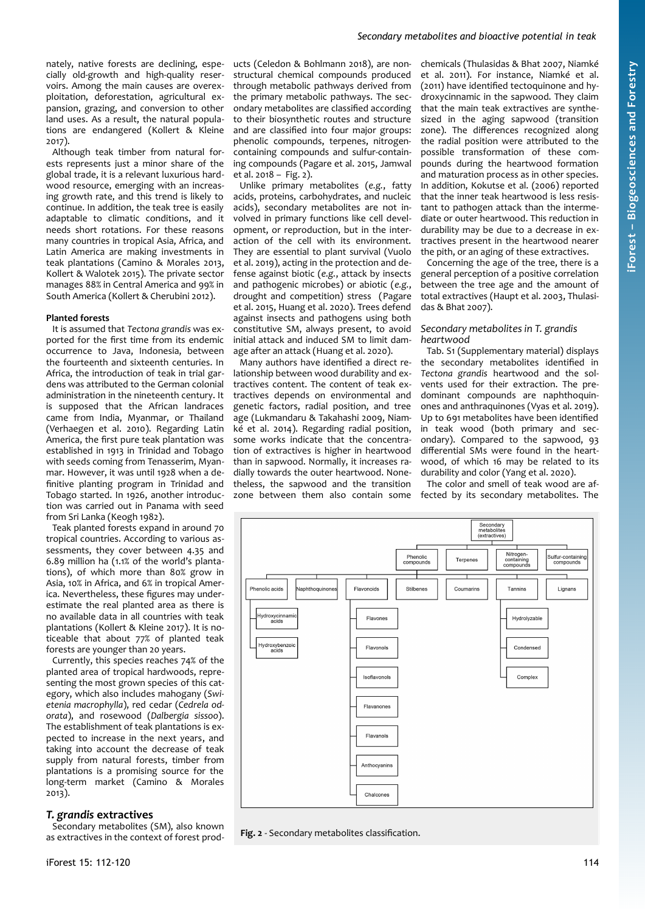nately, native forests are declining, especially old-growth and high-quality reservoirs. Among the main causes are overexploitation, deforestation, agricultural expansion, grazing, and conversion to other land uses. As a result, the natural populations are endangered (Kollert & Kleine 2017).

Although teak timber from natural forests represents just a minor share of the global trade, it is a relevant luxurious hardwood resource, emerging with an increasing growth rate, and this trend is likely to continue. In addition, the teak tree is easily adaptable to climatic conditions, and it needs short rotations. For these reasons many countries in tropical Asia, Africa, and Latin America are making investments in teak plantations (Camino & Morales 2013, Kollert & Walotek 2015). The private sector manages 88% in Central America and 99% in South America (Kollert & Cherubini 2012).

#### Planted forests

It is assumed that *Tectona grandis* was exported for the first time from its endemic occurrence to Java, Indonesia, between the fourteenth and sixteenth centuries. In Africa, the introduction of teak in trial gardens was attributed to the German colonial administration in the nineteenth century. It is supposed that the African landraces came from India, Myanmar, or Thailand (Verhaegen et al. 2010). Regarding Latin America, the first pure teak plantation was established in 1913 in Trinidad and Tobago with seeds coming from Tenasserim, Myanmar. However, it was until 1928 when a definitive planting program in Trinidad and Tobago started. In 1926, another introduction was carried out in Panama with seed from Sri Lanka (Keogh 1982).

Teak planted forests expand in around 70 tropical countries. According to various assessments, they cover between 4.35 and 6.89 million ha (1.1% of the world's plantations), of which more than 80% grow in Asia, 10% in Africa, and 6% in tropical America. Nevertheless, these figures may underestimate the real planted area as there is no available data in all countries with teak plantations (Kollert & Kleine 2017). It is noticeable that about 77% of planted teak forests are younger than 20 years.

Currently, this species reaches 74% of the planted area of tropical hardwoods, representing the most grown species of this category, which also includes mahogany (*Swietenia macrophylla*), red cedar (*Cedrela odorata*), and rosewood (*Dalbergia sissoo*). The establishment of teak plantations is expected to increase in the next years, and taking into account the decrease of teak supply from natural forests, timber from plantations is a promising source for the long-term market (Camino & Morales 2013).

### *T. grandis* extractives

Secondary metabolites (SM), also known as extractives in the context of forest products (Celedon & Bohlmann 2018), are non-structural chemical compounds produced through metabolic pathways derived from the primary metabolic pathways. The secondary metabolites are classified according to their biosynthetic routes and structure and are classified into four major groups: phenolic compounds, terpenes, nitrogen-containing compounds and sulfur-containing compounds (Pagare et al. 2015, Jamwal et al. 2018 – Fig. 2).

Unlike primary metabolites (*e.g.*, fatty acids, proteins, carbohydrates, and nucleic acids), secondary metabolites are not involved in primary functions like cell development, or reproduction, but in the interaction of the cell with its environment. They are essential to plant survival (Vuolo et al. 2019), acting in the protection and defense against biotic (*e.g.*, attack by insects and pathogenic microbes) or abiotic (*e.g.*, drought and competition) stress (Pagare et al. 2015, Huang et al. 2020). Trees defend against insects and pathogens using both constitutive SM, always present, to avoid initial attack and induced SM to limit damage after an attack (Huang et al. 2020).

Many authors have identified a direct relationship between wood durability and extractives content. The content of teak extractives depends on environmental and genetic factors, radial position, and tree age (Lukmandaru & Takahashi 2009, Niamké et al. 2014). Regarding radial position, some works indicate that the concentration of extractives is higher in heartwood than in sapwood. Normally, it increases radially towards the outer heartwood. Nonetheless, the sapwood and the transition zone between them also contain some chemicals (Thulasidas & Bhat 2007, Niamké et al. 2011). For instance, Niamké et al. (2011) have identified tectoquinone and hydroxycinnamic in the sapwood. They claim that the main teak extractives are synthesized in the aging sapwood (transition zone). The differences recognized along the radial position were attributed to the possible transformation of these compounds during the heartwood formation and maturation process as in other species. In addition, Kokutse et al. (2006) reported that the inner teak heartwood is less resistant to pathogen attack than the intermediate or outer heartwood. This reduction in durability may be due to a decrease in extractives present in the heartwood nearer the pith, or an aging of these extractives.

Concerning the age of the tree, there is a general perception of a positive correlation between the tree age and the amount of total extractives (Haupt et al. 2003, Thulasidas & Bhat 2007).

#### *Secondary metabolites in T. grandis heartwood*

Tab. S1 (Supplementary material) displays the secondary metabolites identified in *Tectona grandis* heartwood and the solvents used for their extraction. The predominant compounds are naphthoquinones and anthraquinones (Vyas et al. 2019). Up to 691 metabolites have been identified in teak wood (both primary and secondary). Compared to the sapwood, 93 differential SMs were found in the heartwood, of which 16 may be related to its durability and color (Yang et al. 2020).

The color and smell of teak wood are affected by its secondary metabolites. The

Secondary metabolites (extractives)
- Phenolic compounds
  - Phenolic acids
    - Hydroxycinnamic acids
    - Hydroxybenzoic acids
  - Naphthoquinones
  - Flavonoids
    - Flavones
    - Flavonols
    - Isoflavonols
    - Flavanones
    - Flavanols
    - Anthocyanins
    - Chalcones
  - Stilbenes
  - Coumarins
  - Tannins
    - Hydrolyzable
    - Condensed
    - Complex
  - Lignans
- Terpenes
- Nitrogen-containing compounds
- Sulfur-containing compounds

**Fig. 2** - Secondary metabolites classification.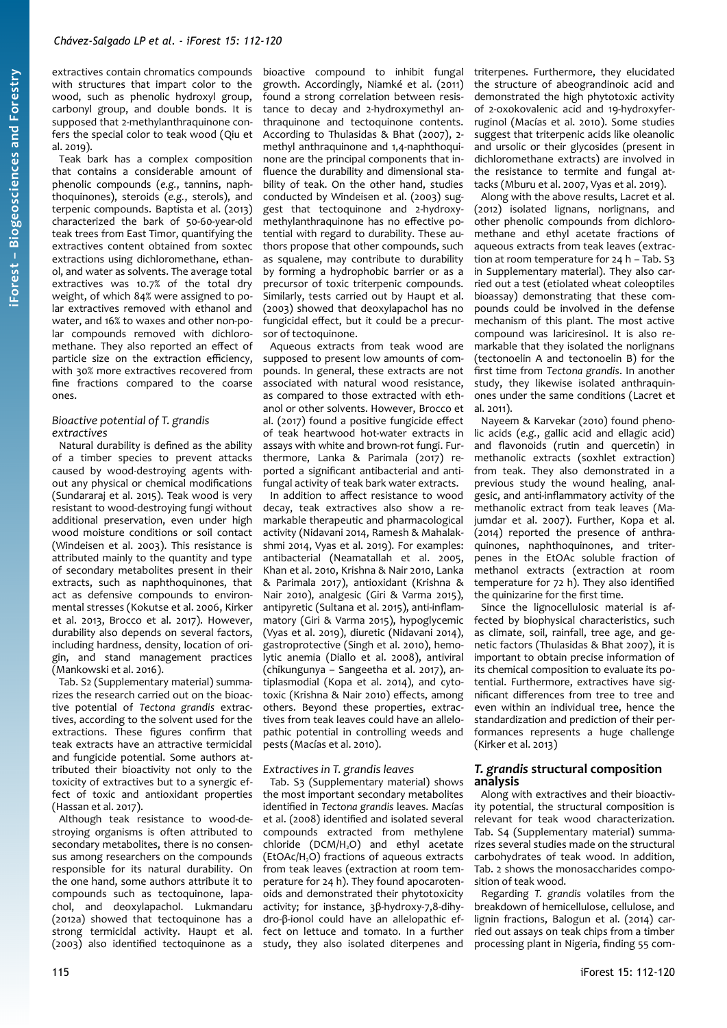extractives contain chromatics compounds with structures that impart color to the wood, such as phenolic hydroxyl group, carbonyl group, and double bonds. It is supposed that 2-methylanthraquinone confers the special color to teak wood (Qiu et al. 2019).

Teak bark has a complex composition that contains a considerable amount of phenolic compounds (*e.g.*, tannins, naphthoquinones), steroids (*e.g.*, sterols), and terpenic compounds. Baptista et al. (2013) characterized the bark of 50-60-year-old teak trees from East Timor, quantifying the extractives content obtained from soxtec extractions using dichloromethane, ethanol, and water as solvents. The average total extractives was 10.7% of the total dry weight, of which 84% were assigned to polar extractives removed with ethanol and water, and 16% to waxes and other non-polar compounds removed with dichloromethane. They also reported an effect of particle size on the extraction efficiency, with 30% more extractives recovered from fine fractions compared to the coarse ones.

### Bioactive potential of *T. grandis* extractives

Natural durability is defined as the ability of a timber species to prevent attacks caused by wood-destroying agents without any physical or chemical modifications (Sundararaj et al. 2015). Teak wood is very resistant to wood-destroying fungi without additional preservation, even under high wood moisture conditions or soil contact (Windeisen et al. 2003). This resistance is attributed mainly to the quantity and type of secondary metabolites present in their extracts, such as naphthoquinones, that act as defensive compounds to environmental stresses (Kokutse et al. 2006, Kirker et al. 2013, Brocco et al. 2017). However, durability also depends on several factors, including hardness, density, location of origin, and stand management practices (Mankowski et al. 2016).

Tab. S2 (Supplementary material) summarizes the research carried out on the bioactive potential of *Tectona grandis* extractives, according to the solvent used for the extractions. These figures confirm that teak extracts have an attractive termicidal and fungicide potential. Some authors attributed their bioactivity not only to the toxicity of extractives but to a synergic effect of toxic and antioxidant properties (Hassan et al. 2017).

Although teak resistance to wood-destroying organisms is often attributed to secondary metabolites, there is no consensus among researchers on the compounds responsible for its natural durability. On the one hand, some authors attribute it to compounds such as tectoquinone, lapachol, and deoxylapachol. Lukmandaru (2012a) showed that tectoquinone has a strong termicidal activity. Haupt et al. (2003) also identified tectoquinone as a bioactive compound to inhibit fungal growth. Accordingly, Niamké et al. (2011) found a strong correlation between resistance to decay and 2-hydroxymethyl anthraquinone and tectoquinone contents. According to Thulasidas & Bhat (2007), 2-methyl anthraquinone and 1,4-naphthoquinone are the principal components that influence the durability and dimensional stability of teak. On the other hand, studies conducted by Windeisen et al. (2003) suggest that tectoquinone and 2-hydroxymethylanthraquinone has no effective potential with regard to durability. These authors propose that other compounds, such as squalene, may contribute to durability by forming a hydrophobic barrier or as a precursor of toxic triterpenic compounds. Similarly, tests carried out by Haupt et al. (2003) showed that deoxylapachol has no fungicidal effect, but it could be a precursor of tectoquinone.

Aqueous extracts from teak wood are supposed to present low amounts of compounds. In general, these extracts are not associated with natural wood resistance, as compared to those extracted with ethanol or other solvents. However, Brocco et al. (2017) found a positive fungicide effect of teak heartwood hot-water extracts in assays with white and brown-rot fungi. Furthermore, Lanka & Parimala (2017) reported a significant antibacterial and antifungal activity of teak bark water extracts.

In addition to affect resistance to wood decay, teak extractives also show a remarkable therapeutic and pharmacological activity (Nidavani 2014, Ramesh & Mahalakshmi 2014, Vyas et al. 2019). For examples: antibacterial (Neamatallah et al. 2005, Khan et al. 2010, Krishna & Nair 2010, Lanka & Parimala 2017), antioxidant (Krishna & Nair 2010), analgesic (Giri & Varma 2015), antipyretic (Sultana et al. 2015), anti-inflammatory (Giri & Varma 2015), hypoglycemic (Vyas et al. 2019), diuretic (Nidavani 2014), gastroprotective (Singh et al. 2010), hemolytic anemia (Diallo et al. 2008), antiviral (chikungunya – Sangeetha et al. 2017), antiplasmodial (Kopa et al. 2014), and cytotoxic (Krishna & Nair 2010) effects, among others. Beyond these properties, extractives from teak leaves could have an allelopathic potential in controlling weeds and pests (Macías et al. 2010).

### Extractives in *T. grandis* leaves

Tab. S3 (Supplementary material) shows the most important secondary metabolites identified in *Tectona grandis* leaves. Macías et al. (2008) identified and isolated several compounds extracted from methylene chloride ($DCM/H_2O$) and ethyl acetate ($EtOAc/H_2O$) fractions of aqueous extracts from teak leaves (extraction at room temperature for 24 h). They found apocarotenoids and demonstrated their phytotoxicity activity; for instance, 3β-hydroxy-7,8-dihydro-β-ionol could have an allelopathic effect on lettuce and tomato. In a further study, they also isolated diterpenes and triterpenes. Furthermore, they elucidated the structure of abeograndinoic acid and demonstrated the high phytotoxic activity of 2-oxokovalenic acid and 19-hydroxyferruginol (Macías et al. 2010). Some studies suggest that triterpenic acids like oleanolic and ursolic or their glycosides (present in dichloromethane extracts) are involved in the resistance to termite and fungal attacks (Mburu et al. 2007, Vyas et al. 2019).

Along with the above results, Lacret et al. (2012) isolated lignans, norlignans, and other phenolic compounds from dichloromethane and ethyl acetate fractions of aqueous extracts from teak leaves (extraction at room temperature for 24 h – Tab. S3 in Supplementary material). They also carried out a test (etiolated wheat coleoptiles bioassay) demonstrating that these compounds could be involved in the defense mechanism of this plant. The most active compound was lariciresinol. It is also remarkable that they isolated the norlignans (tectonoelin A and tectonoelin B) for the first time from *Tectona grandis*. In another study, they likewise isolated anthraquinones under the same conditions (Lacret et al. 2011).

Nayeem & Karvekar (2010) found phenolic acids (*e.g.*, gallic acid and ellagic acid) and flavonoids (rutin and quercetin) in methanolic extracts (soxhlet extraction) from teak. They also demonstrated in a previous study the wound healing, analgesic, and anti-inflammatory activity of the methanolic extract from teak leaves (Majumdar et al. 2007). Further, Kopa et al. (2014) reported the presence of anthraquinones, naphthoquinones, and triterpenes in the EtOAc soluble fraction of methanol extracts (extraction at room temperature for 72 h). They also identified the quinizarine for the first time.

Since the lignocellulosic material is affected by biophysical characteristics, such as climate, soil, rainfall, tree age, and genetic factors (Thulasidas & Bhat 2007), it is important to obtain precise information of its chemical composition to evaluate its potential. Furthermore, extractives have significant differences from tree to tree and even within an individual tree, hence the standardization and prediction of their performances represents a huge challenge (Kirker et al. 2013)

## *T. grandis* structural composition analysis

Along with extractives and their bioactivity potential, the structural composition is relevant for teak wood characterization. Tab. S4 (Supplementary material) summarizes several studies made on the structural carbohydrates of teak wood. In addition, Tab. 2 shows the monosaccharides composition of teak wood.

Regarding *T. grandis* volatiles from the breakdown of hemicellulose, cellulose, and lignin fractions, Balogun et al. (2014) carried out assays on teak chips from a timber processing plant in Nigeria, finding 55 com-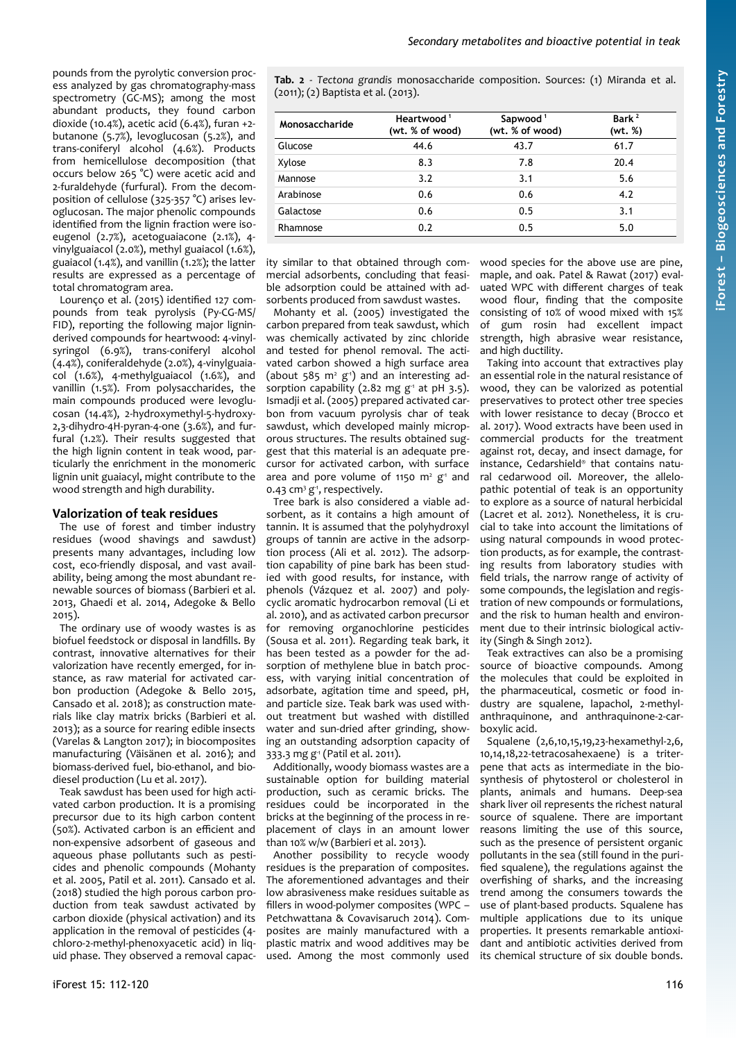pounds from the pyrolytic conversion process analyzed by gas chromatography-mass spectrometry (GC-MS); among the most abundant products, they found carbon dioxide (10.4%), acetic acid (6.4%), furan +2-butanone (5.7%), levoglucosan (5.2%), and trans-coniferyl alcohol (4.6%). Products from hemicellulose decomposition (that occurs below 265 °C) were acetic acid and 2-furaldehyde (furfural). From the decomposition of cellulose (325-357 °C) arises levoglucosan. The major phenolic compounds identified from the lignin fraction were isoeugenol (2.7%), acetoguaiacone (2.1%), 4-vinylguaiacol (2.0%), methyl guaiacol (1.6%), guaiacol (1.4%), and vanillin (1.2%); the latter results are expressed as a percentage of total chromatogram area.

Lourenço et al. (2015) identified 127 compounds from teak pyrolysis (Py-CG-MS/FID), reporting the following major lignin-derived compounds for heartwood: 4-vinylsyringol (6.9%), trans-coniferyl alcohol (4.4%), coniferaldehyde (2.0%), 4-vinylguaiacol (1.6%), 4-methylguaiacol (1.6%), and vanillin (1.5%). From polysaccharides, the main compounds produced were levoglucosan (14.4%), 2-hydroxymethyl-5-hydroxy-2,3-dihydro-4H-pyran-4-one (3.6%), and furfural (1.2%). Their results suggested that the high lignin content in teak wood, particularly the enrichment in the monomeric lignin unit guaiacyl, might contribute to the wood strength and high durability.

## Valorization of teak residues

The use of forest and timber industry residues (wood shavings and sawdust) presents many advantages, including low cost, eco-friendly disposal, and vast availability, being among the most abundant renewable sources of biomass (Barbieri et al. 2013, Ghaedi et al. 2014, Adegoke & Bello 2015).

The ordinary use of woody wastes is as biofuel feedstock or disposal in landfills. By contrast, innovative alternatives for their valorization have recently emerged, for instance, as raw material for activated carbon production (Adegoke & Bello 2015, Cansado et al. 2018); as construction materials like clay matrix bricks (Barbieri et al. 2013); as a source for rearing edible insects (Varelas & Langton 2017); in biocomposites manufacturing (Väisänen et al. 2016); and biomass-derived fuel, bio-ethanol, and biodiesel production (Lu et al. 2017).

Teak sawdust has been used for high activated carbon production. It is a promising precursor due to its high carbon content (50%). Activated carbon is an efficient and non-expensive adsorbent of gaseous and aqueous phase pollutants such as pesticides and phenolic compounds (Mohanty et al. 2005, Patil et al. 2011). Cansado et al. (2018) studied the high porous carbon production from teak sawdust activated by carbon dioxide (physical activation) and its application in the removal of pesticides (4-chloro-2-methyl-phenoxyacetic acid) in liquid phase. They observed a removal capacity similar to that obtained through commercial adsorbents, concluding that feasible adsorption could be attained with adsorbents produced from sawdust wastes.

**Tab. 2** - *Tectona grandis* monosaccharide composition. Sources: (1) Miranda et al. (2011); (2) Baptista et al. (2013).

| Monosaccharide | Heartwood [1] (wt. % of wood) | Sapwood [1] (wt. % of wood) | Bark [2] (wt. %) |
|---|---|---|---|
| Glucose | 44.6 | 43.7 | 61.7 |
| Xylose | 8.3 | 7.8 | 20.4 |
| Mannose | 3.2 | 3.1 | 5.6 |
| Arabinose | 0.6 | 0.6 | 4.2 |
| Galactose | 0.6 | 0.5 | 3.1 |
| Rhamnose | 0.2 | 0.5 | 5.0 |

Mohanty et al. (2005) investigated the carbon prepared from teak sawdust, which was chemically activated by zinc chloride and tested for phenol removal. The activated carbon showed a high surface area (about 585 $m^2$ $g^{-1}$) and an interesting adsorption capability (2.82 mg $g^{-1}$ at pH 3.5). Ismadji et al. (2005) prepared activated carbon from vacuum pyrolysis char of teak sawdust, which developed mainly microporous structures. The results obtained suggest that this material is an adequate precursor for activated carbon, with surface area and pore volume of 1150 $m^2$ $g^{-1}$ and 0.43 $cm^3$ $g^{-1}$, respectively.

Tree bark is also considered a viable adsorbent, as it contains a high amount of tannin. It is assumed that the polyhydroxyl groups of tannin are active in the adsorption process (Ali et al. 2012). The adsorption capability of pine bark has been studied with good results, for instance, with phenols (Vázquez et al. 2007) and polycyclic aromatic hydrocarbon removal (Li et al. 2010), and as activated carbon precursor for removing organochlorine pesticides (Sousa et al. 2011). Regarding teak bark, it has been tested as a powder for the adsorption of methylene blue in batch process, with varying initial concentration of adsorbate, agitation time and speed, pH, and particle size. Teak bark was used without treatment but washed with distilled water and sun-dried after grinding, showing an outstanding adsorption capacity of 333.3 mg $g^{-1}$ (Patil et al. 2011).

Additionally, woody biomass wastes are a sustainable option for building material production, such as ceramic bricks. The residues could be incorporated in the bricks at the beginning of the process in replacement of clays in an amount lower than 10% w/w (Barbieri et al. 2013).

Another possibility to recycle woody residues is the preparation of composites. The aforementioned advantages and their low abrasiveness make residues suitable as fillers in wood-polymer composites (WPC – Petchwattana & Covavisaruch 2014). Composites are mainly manufactured with a plastic matrix and wood additives may be used. Among the most commonly used wood species for the above use are pine, maple, and oak. Patel & Rawat (2017) evaluated WPC with different charges of teak wood flour, finding that the composite consisting of 10% of wood mixed with 15% of gum rosin had excellent impact strength, high abrasive wear resistance, and high ductility.

Taking into account that extractives play an essential role in the natural resistance of wood, they can be valorized as potential preservatives to protect other tree species with lower resistance to decay (Brocco et al. 2017). Wood extracts have been used in commercial products for the treatment against rot, decay, and insect damage, for instance, Cedarshield® that contains natural cedarwood oil. Moreover, the allelopathic potential of teak is an opportunity to explore as a source of natural herbicidal (Lacret et al. 2012). Nonetheless, it is crucial to take into account the limitations of using natural compounds in wood protection products, as for example, the contrasting results from laboratory studies with field trials, the narrow range of activity of some compounds, the legislation and registration of new compounds or formulations, and the risk to human health and environment due to their intrinsic biological activity (Singh & Singh 2012).

Teak extractives can also be a promising source of bioactive compounds. Among the molecules that could be exploited in the pharmaceutical, cosmetic or food industry are squalene, lapachol, 2-methylanthraquinone, and anthraquinone-2-carboxylic acid.

Squalene (2,6,10,15,19,23-hexamethyl-2,6,10,14,18,22-tetracosahexaene) is a triterpene that acts as intermediate in the biosynthesis of phytosterol or cholesterol in plants, animals and humans. Deep-sea shark liver oil represents the richest natural source of squalene. There are important reasons limiting the use of this source, such as the presence of persistent organic pollutants in the sea (still found in the purified squalene), the regulations against the overfishing of sharks, and the increasing trend among the consumers towards the use of plant-based products. Squalene has multiple applications due to its unique properties. It presents remarkable antioxidant and antibiotic activities derived from its chemical structure of six double bonds.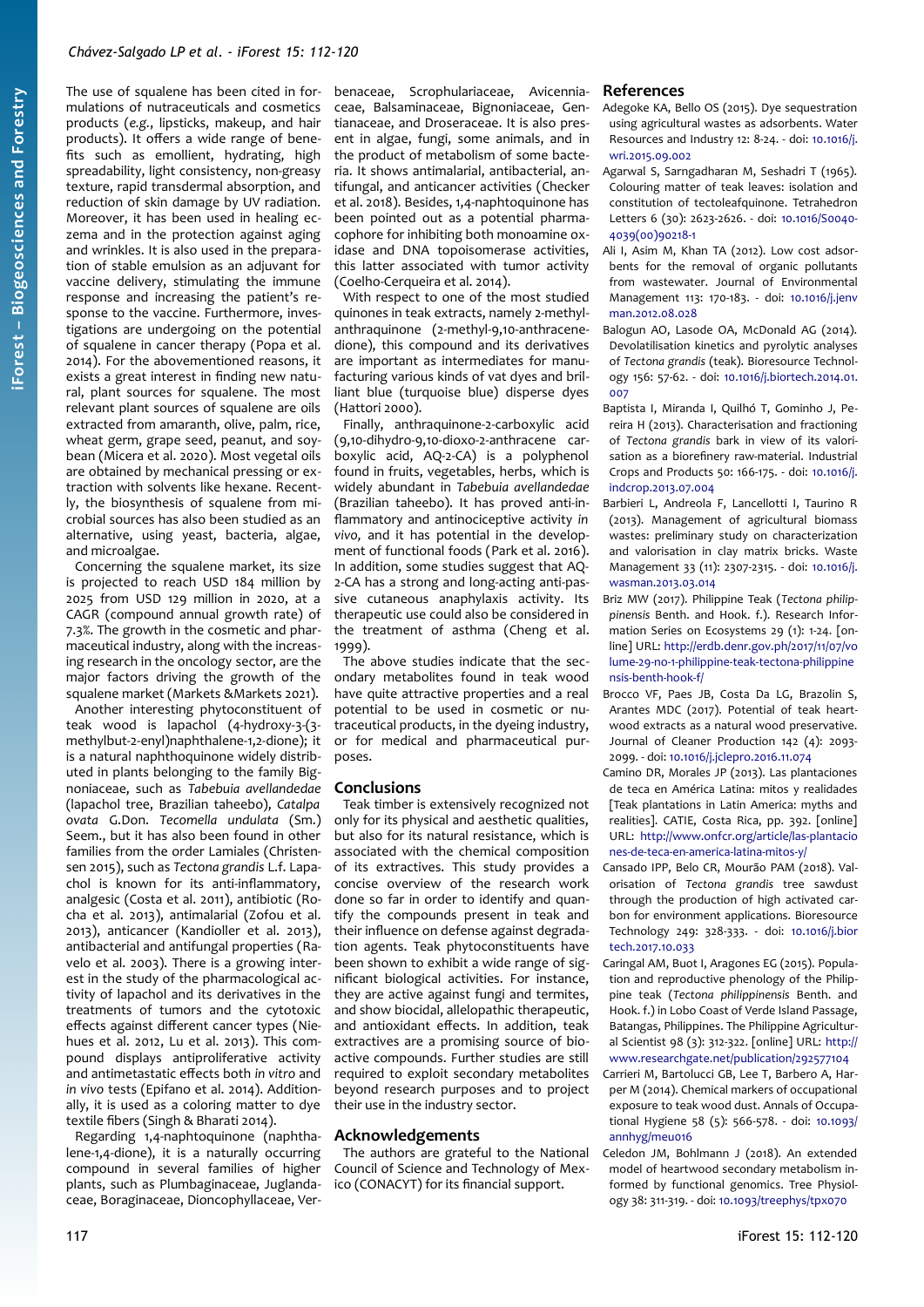The use of squalene has been cited in formulations of nutraceuticals and cosmetics products (*e.g.*, lipsticks, makeup, and hair products). It offers a wide range of benefits such as emollient, hydrating, high spreadability, light consistency, non-greasy texture, rapid transdermal absorption, and reduction of skin damage by UV radiation. Moreover, it has been used in healing eczema and in the protection against aging and wrinkles. It is also used in the preparation of stable emulsion as an adjuvant for vaccine delivery, stimulating the immune response and increasing the patient's response to the vaccine. Furthermore, investigations are undergoing on the potential of squalene in cancer therapy (Popa et al. 2014). For the abovementioned reasons, it exists a great interest in finding new natural, plant sources for squalene. The most relevant plant sources of squalene are oils extracted from amaranth, olive, palm, rice, wheat germ, grape seed, peanut, and soybean (Micera et al. 2020). Most vegetal oils are obtained by mechanical pressing or extraction with solvents like hexane. Recently, the biosynthesis of squalene from microbial sources has also been studied as an alternative, using yeast, bacteria, algae, and microalgae.

Concerning the squalene market, its size is projected to reach USD 184 million by 2025 from USD 129 million in 2020, at a CAGR (compound annual growth rate) of 7.3%. The growth in the cosmetic and pharmaceutical industry, along with the increasing research in the oncology sector, are the major factors driving the growth of the squalene market (Markets &Markets 2021).

Another interesting phytoconstituent of teak wood is lapachol (4-hydroxy-3-(3-methylbut-2-enyl)naphthalene-1,2-dione); it is a natural naphthoquinone widely distributed in plants belonging to the family Bignoniaceae, such as *Tabebuia avellandedae* (lapachol tree, Brazilian taheebo), *Catalpa ovata* G.Don. *Tecomella undulata* (Sm.) Seem., but it has also been found in other families from the order Lamiales (Christensen 2015), such as *Tectona grandis* L.f. Lapachol is known for its anti-inflammatory, analgesic (Costa et al. 2011), antibiotic (Rocha et al. 2013), antimalarial (Zofou et al. 2013), anticancer (Kandioller et al. 2013), antibacterial and antifungal properties (Ravelo et al. 2003). There is a growing interest in the study of the pharmacological activity of lapachol and its derivatives in the treatments of tumors and the cytotoxic effects against different cancer types (Niehues et al. 2012, Lu et al. 2013). This compound displays antiproliferative activity and antimetastatic effects both *in vitro* and *in vivo* tests (Epifano et al. 2014). Additionally, it is used as a coloring matter to dye textile fibers (Singh & Bharati 2014).

Regarding 1,4-naphtoquinone (naphthalene-1,4-dione), it is a naturally occurring compound in several families of higher plants, such as Plumbaginaceae, Juglandaceae, Boraginaceae, Dioncophyllaceae, Verbenaceae, Scrophulariaceae, Avicenniaceae, Balsaminaceae, Bignoniaceae, Gentianaceae, and Droseraceae. It is also present in algae, fungi, some animals, and in the product of metabolism of some bacteria. It shows antimalarial, antibacterial, antifungal, and anticancer activities (Checker et al. 2018). Besides, 1,4-naphtoquinone has been pointed out as a potential pharmacophore for inhibiting both monoamine oxidase and DNA topoisomerase activities, this latter associated with tumor activity (Coelho-Cerqueira et al. 2014).

With respect to one of the most studied quinones in teak extracts, namely 2-methylanthraquinone (2-methyl-9,10-anthracenedione), this compound and its derivatives are important as intermediates for manufacturing various kinds of vat dyes and brilliant blue (turquoise blue) disperse dyes (Hattori 2000).

Finally, anthraquinone-2-carboxylic acid (9,10-dihydro-9,10-dioxo-2-anthracene carboxylic acid, AQ-2-CA) is a polyphenol found in fruits, vegetables, herbs, which is widely abundant in *Tabebuia avellandedae* (Brazilian taheebo). It has proved anti-inflammatory and antinociceptive activity *in vivo*, and it has potential in the development of functional foods (Park et al. 2016). In addition, some studies suggest that AQ-2-CA has a strong and long-acting anti-passive cutaneous anaphylaxis activity. Its therapeutic use could also be considered in the treatment of asthma (Cheng et al. 1999).

The above studies indicate that the secondary metabolites found in teak wood have quite attractive properties and a real potential to be used in cosmetic or nutraceutical products, in the dyeing industry, or for medical and pharmaceutical purposes.

## Conclusions

Teak timber is extensively recognized not only for its physical and aesthetic qualities, but also for its natural resistance, which is associated with the chemical composition of its extractives. This study provides a concise overview of the research work done so far in order to identify and quantify the compounds present in teak and their influence on defense against degradation agents. Teak phytoconstituents have been shown to exhibit a wide range of significant biological activities. For instance, they are active against fungi and termites, and show biocidal, allelopathic therapeutic, and antioxidant effects. In addition, teak extractives are a promising source of bioactive compounds. Further studies are still required to exploit secondary metabolites beyond research purposes and to project their use in the industry sector.

## Acknowledgements

The authors are grateful to the National Council of Science and Technology of Mexico (CONACYT) for its financial support.

## References

Adegoke KA, Bello OS (2015). Dye sequestration using agricultural wastes as adsorbents. Water Resources and Industry 12: 8-24. - doi: 10.1016/j.wri.2015.09.002

Agarwal S, Sarngadharan M, Seshadri T (1965). Colouring matter of teak leaves: isolation and constitution of tectoleafquinone. Tetrahedron Letters 6 (30): 2623-2626. - doi: 10.1016/S0040-4039(00)90218-1

Ali I, Asim M, Khan TA (2012). Low cost adsorbents for the removal of organic pollutants from wastewater. Journal of Environmental Management 113: 170-183. - doi: 10.1016/j.jenvman.2012.08.028

Balogun AO, Lasode OA, McDonald AG (2014). Devolatilisation kinetics and pyrolytic analyses of *Tectona grandis* (teak). Bioresource Technology 156: 57-62. - doi: 10.1016/j.biortech.2014.01.007

Baptista I, Miranda I, Quilhó T, Gominho J, Pereira H (2013). Characterisation and fractioning of *Tectona grandis* bark in view of its valorisation as a biorefinery raw-material. Industrial Crops and Products 50: 166-175. - doi: 10.1016/j.indcrop.2013.07.004

Barbieri L, Andreola F, Lancellotti I, Taurino R (2013). Management of agricultural biomass wastes: preliminary study on characterization and valorisation in clay matrix bricks. Waste Management 33 (11): 2307-2315. - doi: 10.1016/j.wasman.2013.03.014

Briz MW (2017). Philippine Teak (*Tectona philippinensis* Benth. and Hook. f.). Research Information Series on Ecosystems 29 (1): 1-24. [online] URL: http://erdb.denr.gov.ph/2017/11/07/volume-29-no-1-philippine-teak-tectona-philippinensis-benth-hook-f/

Brocco VF, Paes JB, Costa Da LG, Brazolin S, Arantes MDC (2017). Potential of teak heartwood extracts as a natural wood preservative. Journal of Cleaner Production 142 (4): 2093-2099. - doi: 10.1016/j.jclepro.2016.11.074

Camino DR, Morales JP (2013). Las plantaciones de teca en América Latina: mitos y realidades [Teak plantations in Latin America: myths and realities]. CATIE, Costa Rica, pp. 392. [online] URL: http://www.onfcr.org/article/las-plantaciones-de-teca-en-america-latina-mitos-y/

Cansado IPP, Belo CR, Mourão PAM (2018). Valorisation of *Tectona grandis* tree sawdust through the production of high activated carbon for environment applications. Bioresource Technology 249: 328-333. - doi: 10.1016/j.biortech.2017.10.033

Caringal AM, Buot I, Aragones EG (2015). Population and reproductive phenology of the Philippine teak (*Tectona philippinensis* Benth. and Hook. f.) in Lobo Coast of Verde Island Passage, Batangas, Philippines. The Philippine Agricultural Scientist 98 (3): 312-322. [online] URL: http://www.researchgate.net/publication/292577104

Carrieri M, Bartolucci GB, Lee T, Barbero A, Harper M (2014). Chemical markers of occupational exposure to teak wood dust. Annals of Occupational Hygiene 58 (5): 566-578. - doi: 10.1093/annhyg/meu016

Celedon JM, Bohlmann J (2018). An extended model of heartwood secondary metabolism informed by functional genomics. Tree Physiology 38: 311-319. - doi: 10.1093/treephys/tpx070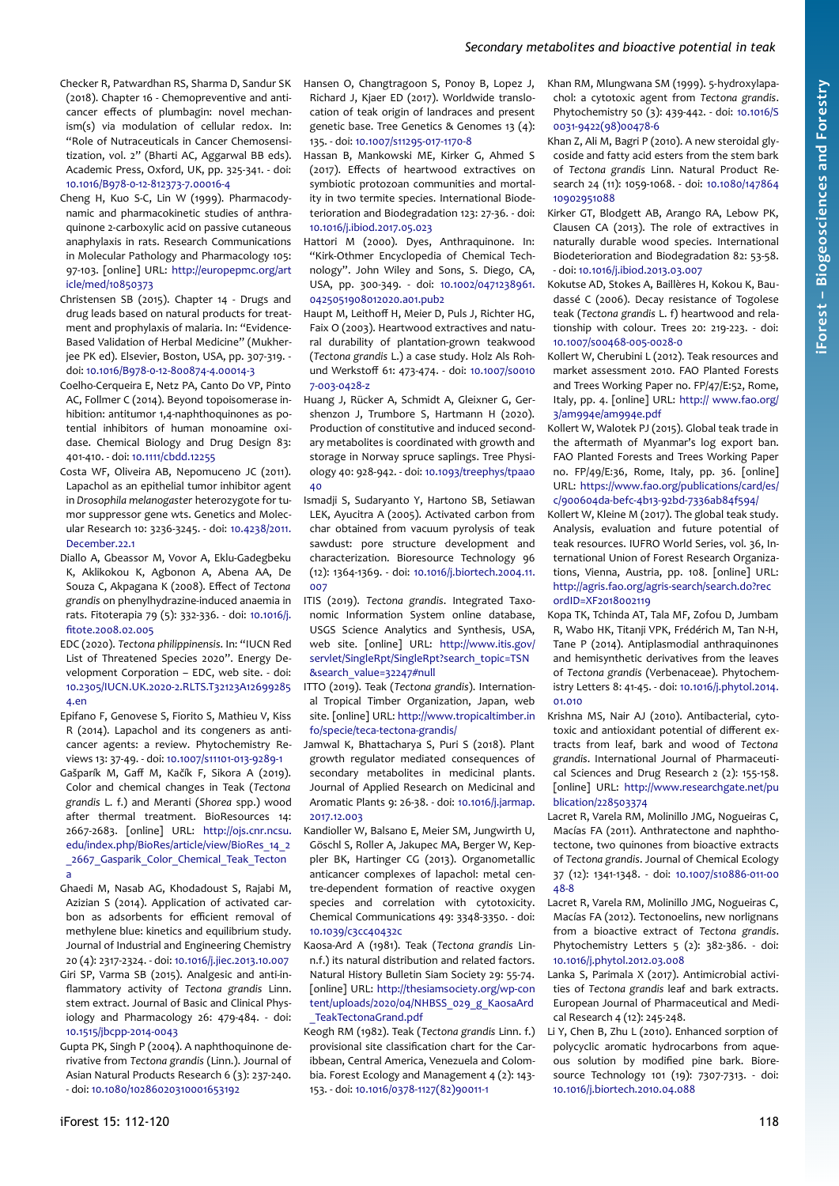Checker R, Patwardhan RS, Sharma D, Sandur SK (2018). Chapter 16 - Chemopreventive and anticancer effects of plumbagin: novel mechanism(s) via modulation of cellular redox. In: "Role of Nutraceuticals in Cancer Chemosensitization, vol. 2" (Bharti AC, Aggarwal BB eds). Academic Press, Oxford, UK, pp. 325-341. - doi: 10.1016/B978-0-12-812373-7.00016-4

Cheng H, Kuo S-C, Lin W (1999). Pharmacodynamic and pharmacokinetic studies of anthraquinone 2-carboxylic acid on passive cutaneous anaphylaxis in rats. Research Communications in Molecular Pathology and Pharmacology 105: 97-103. [online] URL: http://europepmc.org/article/med/10850373

Christensen SB (2015). Chapter 14 - Drugs and drug leads based on natural products for treatment and prophylaxis of malaria. In: "Evidence-Based Validation of Herbal Medicine" (Mukherjee PK ed). Elsevier, Boston, USA, pp. 307-319. - doi: 10.1016/B978-0-12-800874-4.00014-3

Coelho-Cerqueira E, Netz PA, Canto DO VP, Pinto AC, Follmer C (2014). Beyond topoisomerase inhibition: antitumor 1,4-naphthoquinones as potential inhibitors of human monoamine oxidase. Chemical Biology and Drug Design 83: 401-410. - doi: 10.1111/cbdd.12255

Costa WF, Oliveira AB, Nepomuceno JC (2011). Lapachol as an epithelial tumor inhibitor agent in *Drosophila melanogaster* heterozygote for tumor suppressor gene wts. Genetics and Molecular Research 10: 3236-3245. - doi: 10.4238/2011.December.22.1

Diallo A, Gbeassor M, Vovor A, Eklu-Gadegbeku K, Aklikokou K, Agbonon A, Abena AA, De Souza C, Akpagana K (2008). Effect of *Tectona grandis* on phenylhydrazine-induced anaemia in rats. Fitoterapia 79 (5): 332-336. - doi: 10.1016/j.fitote.2008.02.005

EDC (2020). *Tectona philippinensis*. In: "IUCN Red List of Threatened Species 2020". Energy Development Corporation – EDC, web site. - doi: 10.2305/IUCN.UK.2020-2.RLTS.T32123A126992854.en

Epifano F, Genovese S, Fiorito S, Mathieu V, Kiss R (2014). Lapachol and its congeners as anticancer agents: a review. Phytochemistry Reviews 13: 37-49. - doi: 10.1007/s11101-013-9289-1

Gašparík M, Gaff M, Kačík F, Sikora A (2019). Color and chemical changes in Teak (*Tectona grandis* L. f.) and Meranti (*Shorea* spp.) wood after thermal treatment. BioResources 14: 2667-2683. [online] URL: http://ojs.cnr.ncsu.edu/index.php/BioRes/article/view/BioRes_14_2_2667_Gasparik_Color_Chemical_Teak_Tectona

Ghaedi M, Nasab AG, Khodadoust S, Rajabi M, Azizian S (2014). Application of activated carbon as adsorbents for efficient removal of methylene blue: kinetics and equilibrium study. Journal of Industrial and Engineering Chemistry 20 (4): 2317-2324. - doi: 10.1016/j.jiec.2013.10.007

Giri SP, Varma SB (2015). Analgesic and anti-inflammatory activity of *Tectona grandis* Linn. stem extract. Journal of Basic and Clinical Physiology and Pharmacology 26: 479-484. - doi: 10.1515/jbcpp-2014-0043

Gupta PK, Singh P (2004). A naphthoquinone derivative from *Tectona grandis* (Linn.). Journal of Asian Natural Products Research 6 (3): 237-240. - doi: 10.1080/10286020310001653192

Hansen O, Changtragoon S, Ponoy B, Lopez J, Richard J, Kjaer ED (2017). Worldwide translocation of teak origin of landraces and present genetic base. Tree Genetics & Genomes 13 (4): 135. - doi: 10.1007/s11295-017-1170-8

Hassan B, Mankowski ME, Kirker G, Ahmed S (2017). Effects of heartwood extractives on symbiotic protozoan communities and mortality in two termite species. International Biodeterioration and Biodegradation 123: 27-36. - doi: 10.1016/j.ibiod.2017.05.023

Hattori M (2000). Dyes, Anthraquinone. In: "Kirk-Othmer Encyclopedia of Chemical Technology". John Wiley and Sons, S. Diego, CA, USA, pp. 300-349. - doi: 10.1002/0471238961.0425051908012020.a01.pub2

Haupt M, Leithoff H, Meier D, Puls J, Richter HG, Faix O (2003). Heartwood extractives and natural durability of plantation-grown teakwood (*Tectona grandis* L.) a case study. Holz Als Rohund Werkstoff 61: 473-474. - doi: 10.1007/s00107-003-0428-z

Huang J, Rücker A, Schmidt A, Gleixner G, Gershenzon J, Trumbore S, Hartmann H (2020). Production of constitutive and induced secondary metabolites is coordinated with growth and storage in Norway spruce saplings. Tree Physiology 40: 928-942. - doi: 10.1093/treephys/tpaa040

Ismadji S, Sudaryanto Y, Hartono SB, Setiawan LEK, Ayucitra A (2005). Activated carbon from char obtained from vacuum pyrolysis of teak sawdust: pore structure development and characterization. Bioresource Technology 96 (12): 1364-1369. - doi: 10.1016/j.biortech.2004.11.007

ITIS (2019). *Tectona grandis*. Integrated Taxonomic Information System online database, USGS Science Analytics and Synthesis, USA, web site. [online] URL: http://www.itis.gov/servlet/SingleRpt/SingleRpt?search_topic=TSN&search_value=32247#null

ITTO (2019). Teak (*Tectona grandis*). International Tropical Timber Organization, Japan, web site. [online] URL: http://www.tropicaltimber.info/specie/teca-tectona-grandis/

Jamwal K, Bhattacharya S, Puri S (2018). Plant growth regulator mediated consequences of secondary metabolites in medicinal plants. Journal of Applied Research on Medicinal and Aromatic Plants 9: 26-38. - doi: 10.1016/j.jarmap.2017.12.003

Kandioller W, Balsano E, Meier SM, Jungwirth U, Göschl S, Roller A, Jakupec MA, Berger W, Keppler BK, Hartinger CG (2013). Organometallic anticancer complexes of lapachol: metal centre-dependent formation of reactive oxygen species and correlation with cytotoxicity. Chemical Communications 49: 3348-3350. - doi: 10.1039/c3cc40432c

Kaosa-Ard A (1981). Teak (*Tectona grandis* Linn.f.) its natural distribution and related factors. Natural History Bulletin Siam Society 29: 55-74. [online] URL: http://thesiamsociety.org/wp-content/uploads/2020/04/NHBSS_029_g_KaosaArd_TeakTectonaGrand.pdf

Keogh RM (1982). Teak (*Tectona grandis* Linn. f.) provisional site classification chart for the Caribbean, Central America, Venezuela and Colombia. Forest Ecology and Management 4 (2): 143-153. - doi: 10.1016/0378-1127(82)90011-1

Khan RM, Mlungwana SM (1999). 5-hydroxylapachol: a cytotoxic agent from *Tectona grandis*. Phytochemistry 50 (3): 439-442. - doi: 10.1016/S0031-9422(98)00478-6

Khan Z, Ali M, Bagri P (2010). A new steroidal glycoside and fatty acid esters from the stem bark of *Tectona grandis* Linn. Natural Product Research 24 (11): 1059-1068. - doi: 10.1080/14786410902951088

Kirker GT, Blodgett AB, Arango RA, Lebow PK, Clausen CA (2013). The role of extractives in naturally durable wood species. International Biodeterioration and Biodegradation 82: 53-58. - doi: 10.1016/j.ibiod.2013.03.007

Kokutse AD, Stokes A, Baillères H, Kokou K, Baudassé C (2006). Decay resistance of Togolese teak (*Tectona grandis* L. f) heartwood and relationship with colour. Trees 20: 219-223. - doi: 10.1007/s00468-005-0028-0

Kollert W, Cherubini L (2012). Teak resources and market assessment 2010. FAO Planted Forests and Trees Working Paper no. FP/47/E:52, Rome, Italy, pp. 4. [online] URL: http:// www.fao.org/3/am994e/am994e.pdf

Kollert W, Walotek PJ (2015). Global teak trade in the aftermath of Myanmar's log export ban. FAO Planted Forests and Trees Working Paper no. FP/49/E:36, Rome, Italy, pp. 36. [online] URL: https://www.fao.org/publications/card/es/c/900604da-befc-4b13-92bd-7336ab84f594/

Kollert W, Kleine M (2017). The global teak study. Analysis, evaluation and future potential of teak resources. IUFRO World Series, vol. 36, International Union of Forest Research Organizations, Vienna, Austria, pp. 108. [online] URL: http://agris.fao.org/agris-search/search.do?recordID=XF2018002119

Kopa TK, Tchinda AT, Tala MF, Zofou D, Jumbam R, Wabo HK, Titanji VPK, Frédérich M, Tan N-H, Tane P (2014). Antiplasmodial anthraquinones and hemisynthetic derivatives from the leaves of *Tectona grandis* (Verbenaceae). Phytochemistry Letters 8: 41-45. - doi: 10.1016/j.phytol.2014.01.010

Krishna MS, Nair AJ (2010). Antibacterial, cytotoxic and antioxidant potential of different extracts from leaf, bark and wood of *Tectona grandis*. International Journal of Pharmaceutical Sciences and Drug Research 2 (2): 155-158. [online] URL: http://www.researchgate.net/publication/228503374

Lacret R, Varela RM, Molinillo JMG, Nogueiras C, Macías FA (2011). Anthratectone and naphthotectone, two quinones from bioactive extracts of *Tectona grandis*. Journal of Chemical Ecology 37 (12): 1341-1348. - doi: 10.1007/s10886-011-0048-8

Lacret R, Varela RM, Molinillo JMG, Nogueiras C, Macías FA (2012). Tectonoelins, new norlignans from a bioactive extract of *Tectona grandis*. Phytochemistry Letters 5 (2): 382-386. - doi: 10.1016/j.phytol.2012.03.008

Lanka S, Parimala X (2017). Antimicrobial activities of *Tectona grandis* leaf and bark extracts. European Journal of Pharmaceutical and Medical Research 4 (12): 245-248.

Li Y, Chen B, Zhu L (2010). Enhanced sorption of polycyclic aromatic hydrocarbons from aqueous solution by modified pine bark. Bioresource Technology 101 (19): 7307-7313. - doi: 10.1016/j.biortech.2010.04.088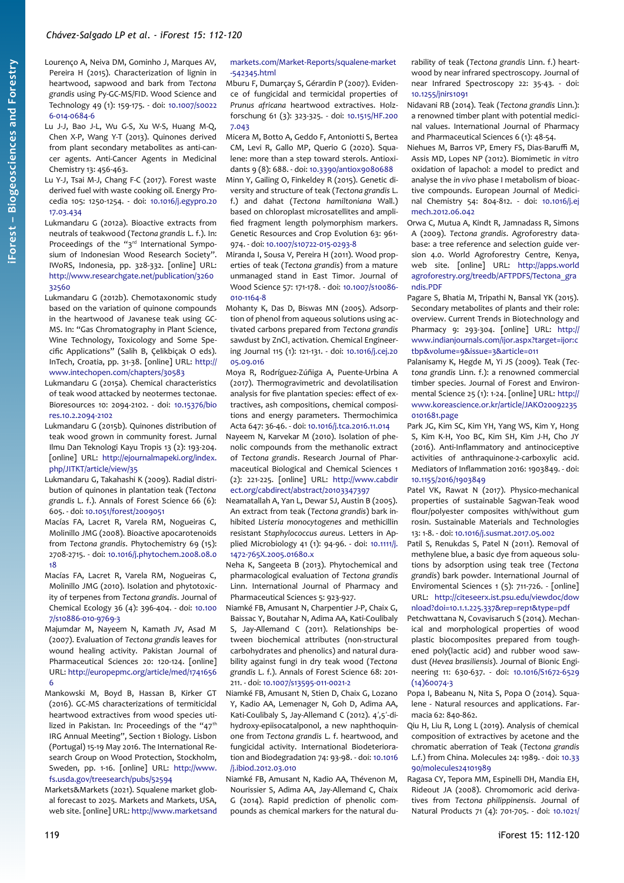Lourenço A, Neiva DM, Gominho J, Marques AV, Pereira H (2015). Characterization of lignin in heartwood, sapwood and bark from *Tectona grandis* using Py-GC-MS/FID. Wood Science and Technology 49 (1): 159-175. - doi: 10.1007/s00226-014-0684-6

Lu J-J, Bao J-L, Wu G-S, Xu W-S, Huang M-Q, Chen X-P, Wang Y-T (2013). Quinones derived from plant secondary metabolites as anti-cancer agents. Anti-Cancer Agents in Medicinal Chemistry 13: 456-463.

Lu Y-J, Tsai M-J, Chang F-C (2017). Forest waste derived fuel with waste cooking oil. Energy Procedia 105: 1250-1254. - doi: 10.1016/j.egypro.2017.03.434

Lukmandaru G (2012a). Bioactive extracts from neutrals of teakwood (*Tectona grandis* L. f.). In: Proceedings of the "3rd International Symposium of Indonesian Wood Research Society". IWoRS, Indonesia, pp. 328-332. [online] URL: http://www.researchgate.net/publication/326032560

Lukmandaru G (2012b). Chemotaxonomic study based on the variation of quinone compounds in the heartwood of Javanese teak using GC-MS. In: "Gas Chromatography in Plant Science, Wine Technology, Toxicology and Some Specific Applications" (Salih B, Çelikbiçak O eds). InTech, Croatia, pp. 31-38. [online] URL: http://www.intechopen.com/chapters/30583

Lukmandaru G (2015a). Chemical characteristics of teak wood attacked by neotermes tectonae. Bioresources 10: 2094-2102. - doi: 10.15376/biores.10.2.2094-2102

Lukmandaru G (2015b). Quinones distribution of teak wood grown in community forest. Jurnal Ilmu Dan Teknologi Kayu Tropis 13 (2): 193-204. [online] URL: http://ejournalmapeki.org/index.php/JITKT/article/view/35

Lukmandaru G, Takahashi K (2009). Radial distribution of quinones in plantation teak (*Tectona grandis* L. f.). Annals of Forest Science 66 (6): 605. - doi: 10.1051/forest/2009051

Macías FA, Lacret R, Varela RM, Nogueiras C, Molinillo JMG (2008). Bioactive apocarotenoids from *Tectona grandis*. Phytochemistry 69 (15): 2708-2715. - doi: 10.1016/j.phytochem.2008.08.018

Macías FA, Lacret R, Varela RM, Nogueiras C, Molinillo JMG (2010). Isolation and phytotoxicity of terpenes from *Tectona grandis*. Journal of Chemical Ecology 36 (4): 396-404. - doi: 10.1007/s10886-010-9769-3

Majumdar M, Nayeem N, Kamath JV, Asad M (2007). Evaluation of *Tectona grandis* leaves for wound healing activity. Pakistan Journal of Pharmaceutical Sciences 20: 120-124. [online] URL: http://europepmc.org/article/med/17416566

Mankowski M, Boyd B, Hassan B, Kirker GT (2016). GC-MS characterizations of termiticidal heartwood extractives from wood species utilized in Pakistan. In: Proceedings of the "47th IRG Annual Meeting", Section 1 Biology. Lisbon (Portugal) 15-19 May 2016. The International Research Group on Wood Protection, Stockholm, Sweden, pp. 1-16. [online] URL: http://www.fs.usda.gov/treesearch/pubs/52594

Markets&Markets (2021). Squalene market global forecast to 2025. Markets and Markets, USA, web site. [online] URL: http://www.marketsandmarkets.com/Market-Reports/squalene-market-542345.html

Mburu F, Dumarçay S, Gérardin P (2007). Evidence of fungicidal and termicidal properties of *Prunus africana* heartwood extractives. Holzforschung 61 (3): 323-325. - doi: 10.1515/HF.2007.043

Micera M, Botto A, Geddo F, Antoniotti S, Bertea CM, Levi R, Gallo MP, Querio G (2020). Squalene: more than a step toward sterols. Antioxidants 9 (8): 688. - doi: 10.3390/antiox9080688

Minn Y, Gailing O, Finkeldey R (2015). Genetic diversity and structure of teak (*Tectona grandis* L. f.) and dahat (*Tectona hamiltoniana* Wall.) based on chloroplast microsatellites and amplified fragment length polymorphism markers. Genetic Resources and Crop Evolution 63: 961-974. - doi: 10.1007/s10722-015-0293-8

Miranda I, Sousa V, Pereira H (2011). Wood properties of teak (*Tectona grandis*) from a mature unmanaged stand in East Timor. Journal of Wood Science 57: 171-178. - doi: 10.1007/s10086-010-1164-8

Mohanty K, Das D, Biswas MN (2005). Adsorption of phenol from aqueous solutions using activated carbons prepared from *Tectona grandis* sawdust by $ZnCl_2$ activation. Chemical Engineering Journal 115 (1): 121-131. - doi: 10.1016/j.cej.2005.09.016

Moya R, Rodríguez-Zúñiga A, Puente-Urbina A (2017). Thermogravimetric and devolatilisation analysis for five plantation species: effect of extractives, ash compositions, chemical compositions and energy parameters. Thermochimica Acta 647: 36-46. - doi: 10.1016/j.tca.2016.11.014

Nayeem N, Karvekar M (2010). Isolation of phenolic compounds from the methanolic extract of *Tectona grandis*. Research Journal of Pharmaceutical Biological and Chemical Sciences 1 (2): 221-225. [online] URL: http://www.cabdirect.org/cabdirect/abstract/20103347397

Neamatallah A, Yan L, Dewar SJ, Austin B (2005). An extract from teak (*Tectona grandis*) bark inhibited *Listeria monocytogenes* and methicillin resistant *Staphylococcus aureus*. Letters in Applied Microbiology 41 (1): 94-96. - doi: 10.1111/j.1472-765X.2005.01680.x

Neha K, Sangeeta B (2013). Phytochemical and pharmacological evaluation of *Tectona grandis* Linn. International Journal of Pharmacy and Pharmaceutical Sciences 5: 923-927.

Niamké FB, Amusant N, Charpentier J-P, Chaix G, Baissac Y, Boutahar N, Adima AA, Kati-Coulibaly S, Jay-Allemand C (2011). Relationships between biochemical attributes (non-structural carbohydrates and phenolics) and natural durability against fungi in dry teak wood (*Tectona grandis* L. f.). Annals of Forest Science 68: 201-211. - doi: 10.1007/s13595-011-0021-2

Niamké FB, Amusant N, Stien D, Chaix G, Lozano Y, Kadio AA, Lemenager N, Goh D, Adima AA, Kati-Coulibaly S, Jay-Allemand C (2012). 4′,5′-dihydroxy-epiisocatalponol, a new naphthoquinone from *Tectona grandis* L. f. heartwood, and fungicidal activity. International Biodeterioration and Biodegradation 74: 93-98. - doi: 10.1016/j.ibiod.2012.03.010

Niamké FB, Amusant N, Kadio AA, Thévenon M, Nourissier S, Adima AA, Jay-Allemand C, Chaix G (2014). Rapid prediction of phenolic compounds as chemical markers for the natural durability of teak (*Tectona grandis* Linn. f.) heartwood by near infrared spectroscopy. Journal of near Infrared Spectroscopy 22: 35-43. - doi: 10.1255/jnirs1091

Nidavani RB (2014). Teak (*Tectona grandis* Linn.): a renowned timber plant with potential medicinal values. International Journal of Pharmacy and Pharmaceutical Sciences 6 (1): 48-54.

Niehues M, Barros VP, Emery FS, Dias-Baruffi M, Assis MD, Lopes NP (2012). Biomimetic *in vitro* oxidation of lapachol: a model to predict and analyse the *in vivo* phase I metabolism of bioactive compounds. European Journal of Medicinal Chemistry 54: 804-812. - doi: 10.1016/j.ejmech.2012.06.042

Orwa C, Mutua A, Kindt R, Jamnadass R, Simons A (2009). *Tectona grandis*. Agroforestry database: a tree reference and selection guide version 4.0. World Agroforestry Centre, Kenya, web site. [online] URL: http://apps.worldagroforestry.org/treedb/AFTPDFS/Tectona_grandis.PDF

Pagare S, Bhatia M, Tripathi N, Bansal YK (2015). Secondary metabolites of plants and their role: overview. Current Trends in Biotechnology and Pharmacy 9: 293-304. [online] URL: http://www.indianjournals.com/ijor.aspx?target=ijor:ctbp&volume=9&issue=3&article=011

Palanisamy K, Hegde M, Yi JS (2009). Teak (*Tectona grandis* Linn. f.): a renowned commercial timber species. Journal of Forest and Environmental Science 25 (1): 1-24. [online] URL: http://www.koreascience.or.kr/article/JAKO200922350101681.page

Park JG, Kim SC, Kim YH, Yang WS, Kim Y, Hong S, Kim K-H, Yoo BC, Kim SH, Kim J-H, Cho JY (2016). Anti-Inflammatory and antinociceptive activities of anthraquinone-2-carboxylic acid. Mediators of Inflammation 2016: 1903849. - doi: 10.1155/2016/1903849

Patel VK, Rawat N (2017). Physico-mechanical properties of sustainable Sagwan-Teak wood flour/polyester composites with/without gum rosin. Sustainable Materials and Technologies 13: 1-8. - doi: 10.1016/j.susmat.2017.05.002

Patil S, Renukdas S, Patel N (2011). Removal of methylene blue, a basic dye from aqueous solutions by adsorption using teak tree (*Tectona grandis*) bark powder. International Journal of Enviromental Sciences 1 (5): 711-726. - [online] URL: http://citeseerx.ist.psu.edu/viewdoc/download?doi=10.1.1.225.337&rep=rep1&type=pdf

Petchwattana N, Covavisaruch S (2014). Mechanical and morphological properties of wood plastic biocomposites prepared from toughened poly(lactic acid) and rubber wood sawdust (*Hevea brasiliensis*). Journal of Bionic Engineering 11: 630-637. - doi: 10.1016/S1672-6529(14)60074-3

Popa I, Babeanu N, Nita S, Popa O (2014). Squalene - Natural resources and applications. Farmacia 62: 840-862.

Qiu H, Liu R, Long L (2019). Analysis of chemical composition of extractives by acetone and the chromatic aberration of Teak (*Tectona grandis* L.f.) from China. Molecules 24: 1989. - doi: 10.3390/molecules24101989

Ragasa CY, Tepora MM, Espinelli DH, Mandia EH, Rideout JA (2008). Chromomoric acid derivatives from *Tectona philippinensis*. Journal of Natural Products 71 (4): 701-705. - doi: 10.1021/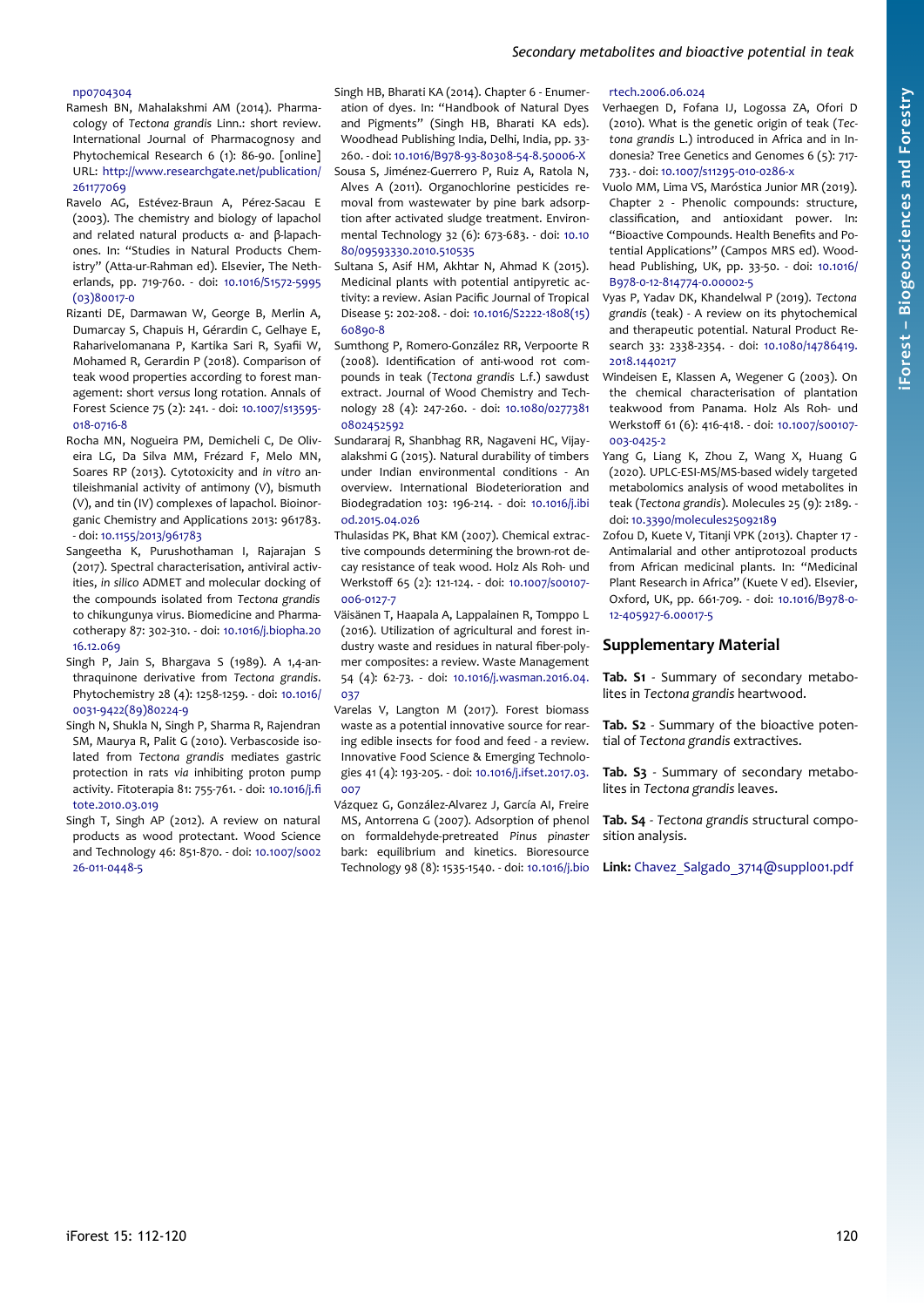np0704304

Ramesh BN, Mahalakshmi AM (2014). Pharmacology of *Tectona grandis* Linn.: short review. International Journal of Pharmacognosy and Phytochemical Research 6 (1): 86-90. [online] URL: http://www.researchgate.net/publication/261177069

Ravelo AG, Estévez-Braun A, Pérez-Sacau E (2003). The chemistry and biology of lapachol and related natural products α- and β-lapachones. In: "Studies in Natural Products Chemistry" (Atta-ur-Rahman ed). Elsevier, The Netherlands, pp. 719-760. - doi: 10.1016/S1572-5995(03)80017-0

Rizanti DE, Darmawan W, George B, Merlin A, Dumarcay S, Chapuis H, Gérardin C, Gelhaye E, Raharivelomanana P, Kartika Sari R, Syafii W, Mohamed R, Gerardin P (2018). Comparison of teak wood properties according to forest management: short *versus* long rotation. Annals of Forest Science 75 (2): 241. - doi: 10.1007/s13595-018-0716-8

Rocha MN, Nogueira PM, Demicheli C, De Oliveira LG, Da Silva MM, Frézard F, Melo MN, Soares RP (2013). Cytotoxicity and *in vitro* antileishmanial activity of antimony (V), bismuth (V), and tin (IV) complexes of lapachol. Bioinorganic Chemistry and Applications 2013: 961783. - doi: 10.1155/2013/961783

Sangeetha K, Purushothaman I, Rajarajan S (2017). Spectral characterisation, antiviral activities, *in silico* ADMET and molecular docking of the compounds isolated from *Tectona grandis* to chikungunya virus. Biomedicine and Pharmacotherapy 87: 302-310. - doi: 10.1016/j.biopha.2016.12.069

Singh P, Jain S, Bhargava S (1989). A 1,4-anthraquinone derivative from *Tectona grandis*. Phytochemistry 28 (4): 1258-1259. - doi: 10.1016/0031-9422(89)80224-9

Singh N, Shukla N, Singh P, Sharma R, Rajendran SM, Maurya R, Palit G (2010). Verbascoside isolated from *Tectona grandis* mediates gastric protection in rats *via* inhibiting proton pump activity. Fitoterapia 81: 755-761. - doi: 10.1016/j.fitote.2010.03.019

Singh T, Singh AP (2012). A review on natural products as wood protectant. Wood Science and Technology 46: 851-870. - doi: 10.1007/s00226-011-0448-5

Singh HB, Bharati KA (2014). Chapter 6 - Enumeration of dyes. In: "Handbook of Natural Dyes and Pigments" (Singh HB, Bharati KA eds). Woodhead Publishing India, Delhi, India, pp. 33-260. - doi: 10.1016/B978-93-80308-54-8.50006-X

Sousa S, Jiménez-Guerrero P, Ruiz A, Ratola N, Alves A (2011). Organochlorine pesticides removal from wastewater by pine bark adsorption after activated sludge treatment. Environmental Technology 32 (6): 673-683. - doi: 10.1080/09593330.2010.510535

Sultana S, Asif HM, Akhtar N, Ahmad K (2015). Medicinal plants with potential antipyretic activity: a review. Asian Pacific Journal of Tropical Disease 5: 202-208. - doi: 10.1016/S2222-1808(15)60890-8

Sumthong P, Romero-González RR, Verpoorte R (2008). Identification of anti-wood rot compounds in teak (*Tectona grandis* L.f.) sawdust extract. Journal of Wood Chemistry and Technology 28 (4): 247-260. - doi: 10.1080/02773810802452592

Sundararaj R, Shanbhag RR, Nagaveni HC, Vijayalakshmi G (2015). Natural durability of timbers under Indian environmental conditions - An overview. International Biodeterioration and Biodegradation 103: 196-214. - doi: 10.1016/j.ibiod.2015.04.026

Thulasidas PK, Bhat KM (2007). Chemical extractive compounds determining the brown-rot decay resistance of teak wood. Holz Als Roh- und Werkstoff 65 (2): 121-124. - doi: 10.1007/s00107-006-0127-7

Väisänen T, Haapala A, Lappalainen R, Tomppo L (2016). Utilization of agricultural and forest industry waste and residues in natural fiber-polymer composites: a review. Waste Management 54 (4): 62-73. - doi: 10.1016/j.wasman.2016.04.037

Varelas V, Langton M (2017). Forest biomass waste as a potential innovative source for rearing edible insects for food and feed - a review. Innovative Food Science & Emerging Technologies 41 (4): 193-205. - doi: 10.1016/j.ifset.2017.03.007

Vázquez G, González-Alvarez J, García AI, Freire MS, Antorrena G (2007). Adsorption of phenol on formaldehyde-pretreated *Pinus pinaster* bark: equilibrium and kinetics. Bioresource Technology 98 (8): 1535-1540. - doi: 10.1016/j.biortech.2006.06.024

Verhaegen D, Fofana IJ, Logossa ZA, Ofori D (2010). What is the genetic origin of teak (*Tectona grandis* L.) introduced in Africa and in Indonesia? Tree Genetics and Genomes 6 (5): 717-733. - doi: 10.1007/s11295-010-0286-x

Vuolo MM, Lima VS, Maróstica Junior MR (2019). Chapter 2 - Phenolic compounds: structure, classification, and antioxidant power. In: "Bioactive Compounds. Health Benefits and Potential Applications" (Campos MRS ed). Woodhead Publishing, UK, pp. 33-50. - doi: 10.1016/B978-0-12-814774-0.00002-5

Vyas P, Yadav DK, Khandelwal P (2019). *Tectona grandis* (teak) - A review on its phytochemical and therapeutic potential. Natural Product Research 33: 2338-2354. - doi: 10.1080/14786419.2018.1440217

Windeisen E, Klassen A, Wegener G (2003). On the chemical characterisation of plantation teakwood from Panama. Holz Als Roh- und Werkstoff 61 (6): 416-418. - doi: 10.1007/s00107-003-0425-2

Yang G, Liang K, Zhou Z, Wang X, Huang G (2020). UPLC-ESI-MS/MS-based widely targeted metabolomics analysis of wood metabolites in teak (*Tectona grandis*). Molecules 25 (9): 2189. - doi: 10.3390/molecules25092189

Zofou D, Kuete V, Titanji VPK (2013). Chapter 17 - Antimalarial and other antiprotozoal products from African medicinal plants. In: "Medicinal Plant Research in Africa" (Kuete V ed). Elsevier, Oxford, UK, pp. 661-709. - doi: 10.1016/B978-0-12-405927-6.00017-5

## Supplementary Material

**Tab. S1** - Summary of secondary metabolites in *Tectona grandis* heartwood.

**Tab. S2** - Summary of the bioactive potential of *Tectona grandis* extractives.

**Tab. S3** - Summary of secondary metabolites in *Tectona grandis* leaves.

**Tab. S4** - *Tectona grandis* structural composition analysis.

**Link:** Chavez_Salgado_3714@suppl001.pdf